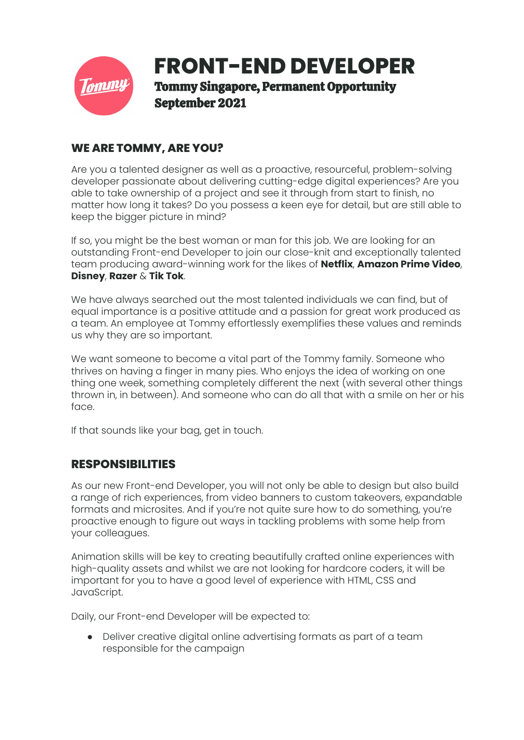# FRONT-END DEVELOPER

**Tommy Singapore, Permanent Opportunity**
**September 2021**

## WE ARE TOMMY, ARE YOU?

Are you a talented designer as well as a proactive, resourceful, problem-solving developer passionate about delivering cutting-edge digital experiences? Are you able to take ownership of a project and see it through from start to finish, no matter how long it takes? Do you possess a keen eye for detail, but are still able to keep the bigger picture in mind?

If so, you might be the best woman or man for this job. We are looking for an outstanding Front-end Developer to join our close-knit and exceptionally talented team producing award-winning work for the likes of **Netflix**, **Amazon Prime Video**, **Disney**, **Razer** & **Tik Tok**.

We have always searched out the most talented individuals we can find, but of equal importance is a positive attitude and a passion for great work produced as a team. An employee at Tommy effortlessly exemplifies these values and reminds us why they are so important.

We want someone to become a vital part of the Tommy family. Someone who thrives on having a finger in many pies. Who enjoys the idea of working on one thing one week, something completely different the next (with several other things thrown in, in between). And someone who can do all that with a smile on her or his face.

If that sounds like your bag, get in touch.

## RESPONSIBILITIES

As our new Front-end Developer, you will not only be able to design but also build a range of rich experiences, from video banners to custom takeovers, expandable formats and microsites. And if you're not quite sure how to do something, you're proactive enough to figure out ways in tackling problems with some help from your colleagues.

Animation skills will be key to creating beautifully crafted online experiences with high-quality assets and whilst we are not looking for hardcore coders, it will be important for you to have a good level of experience with HTML, CSS and JavaScript.

Daily, our Front-end Developer will be expected to:

- Deliver creative digital online advertising formats as part of a team responsible for the campaign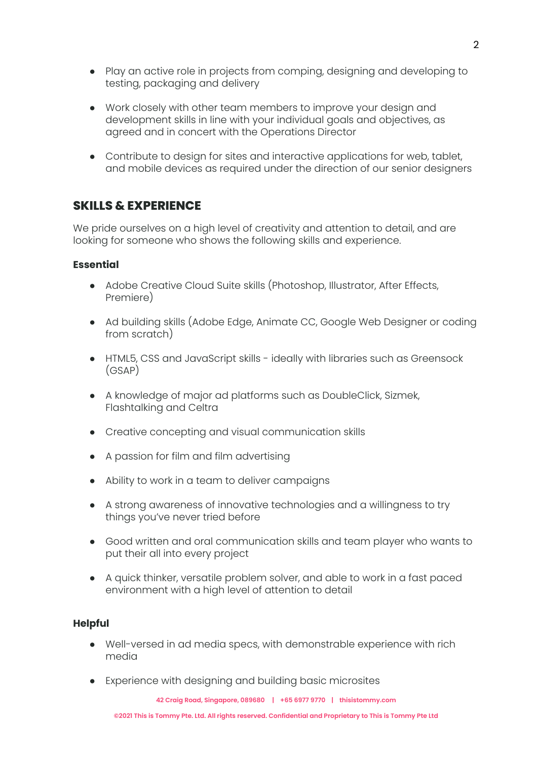- Play an active role in projects from comping, designing and developing to testing, packaging and delivery
- Work closely with other team members to improve your design and development skills in line with your individual goals and objectives, as agreed and in concert with the Operations Director
- Contribute to design for sites and interactive applications for web, tablet, and mobile devices as required under the direction of our senior designers

## SKILLS & EXPERIENCE

We pride ourselves on a high level of creativity and attention to detail, and are looking for someone who shows the following skills and experience.

**Essential**

- Adobe Creative Cloud Suite skills (Photoshop, Illustrator, After Effects, Premiere)
- Ad building skills (Adobe Edge, Animate CC, Google Web Designer or coding from scratch)
- HTML5, CSS and JavaScript skills - ideally with libraries such as Greensock (GSAP)
- A knowledge of major ad platforms such as DoubleClick, Sizmek, Flashtalking and Celtra
- Creative concepting and visual communication skills
- A passion for film and film advertising
- Ability to work in a team to deliver campaigns
- A strong awareness of innovative technologies and a willingness to try things you've never tried before
- Good written and oral communication skills and team player who wants to put their all into every project
- A quick thinker, versatile problem solver, and able to work in a fast paced environment with a high level of attention to detail

**Helpful**

- Well-versed in ad media specs, with demonstrable experience with rich media
- Experience with designing and building basic microsites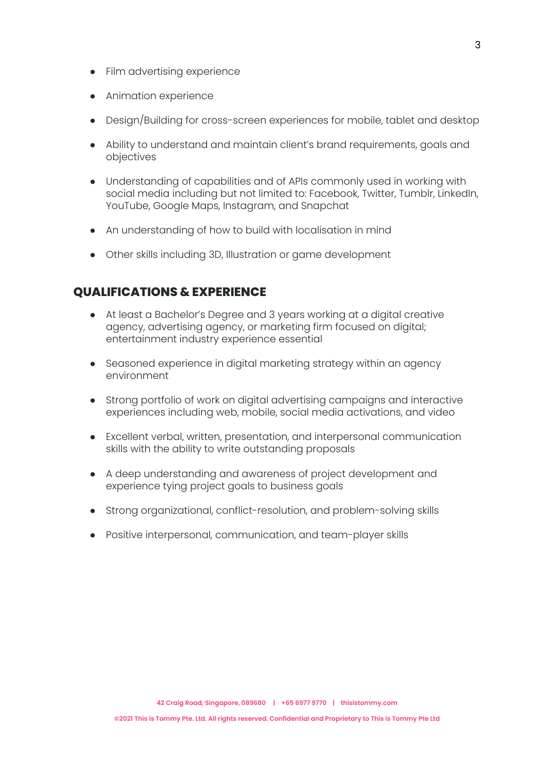- Film advertising experience
- Animation experience
- Design/Building for cross-screen experiences for mobile, tablet and desktop
- Ability to understand and maintain client's brand requirements, goals and objectives
- Understanding of capabilities and of APIs commonly used in working with social media including but not limited to: Facebook, Twitter, Tumblr, LinkedIn, YouTube, Google Maps, Instagram, and Snapchat
- An understanding of how to build with localisation in mind
- Other skills including 3D, Illustration or game development

## QUALIFICATIONS & EXPERIENCE

- At least a Bachelor's Degree and 3 years working at a digital creative agency, advertising agency, or marketing firm focused on digital; entertainment industry experience essential
- Seasoned experience in digital marketing strategy within an agency environment
- Strong portfolio of work on digital advertising campaigns and interactive experiences including web, mobile, social media activations, and video
- Excellent verbal, written, presentation, and interpersonal communication skills with the ability to write outstanding proposals
- A deep understanding and awareness of project development and experience tying project goals to business goals
- Strong organizational, conflict-resolution, and problem-solving skills
- Positive interpersonal, communication, and team-player skills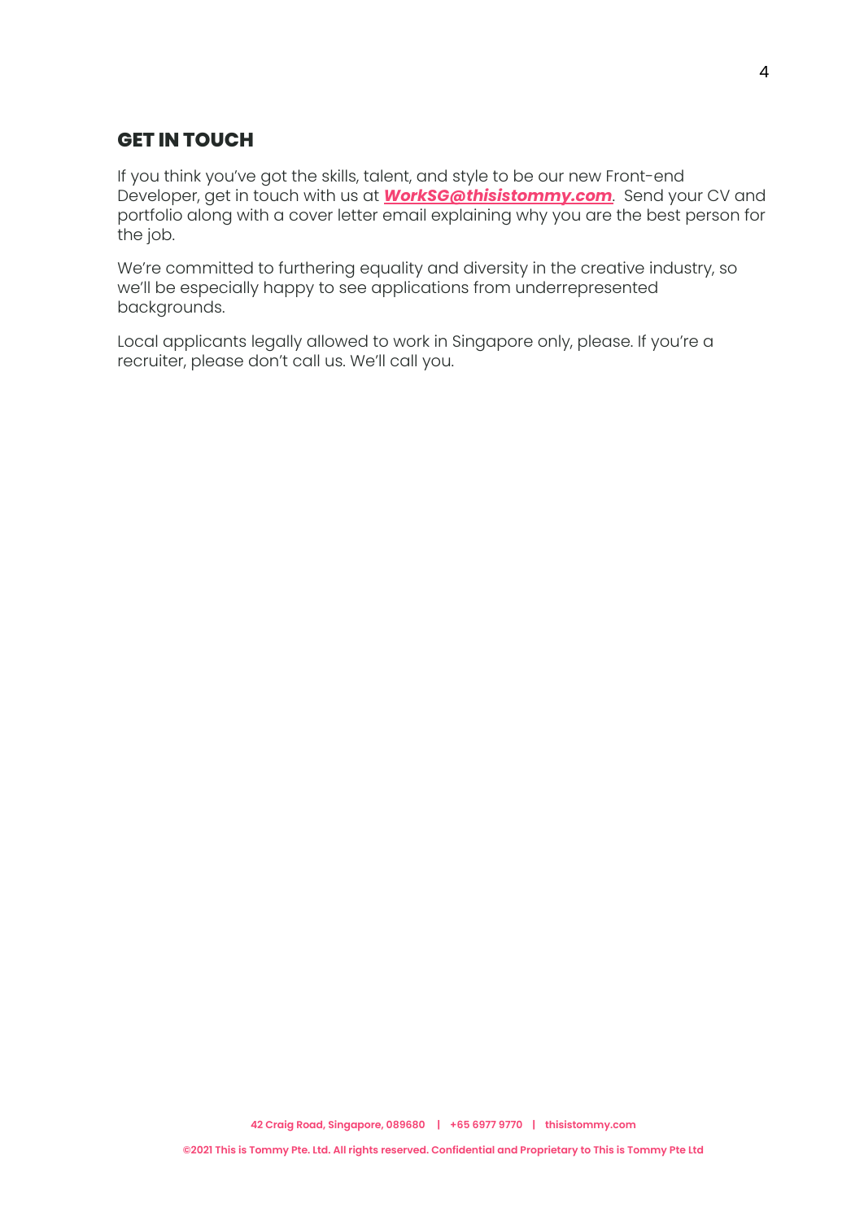## GET IN TOUCH

If you think you've got the skills, talent, and style to be our new Front-end Developer, get in touch with us at ***WorkSG@thisistommy.com***. Send your CV and portfolio along with a cover letter email explaining why you are the best person for the job.

We're committed to furthering equality and diversity in the creative industry, so we'll be especially happy to see applications from underrepresented backgrounds.

Local applicants legally allowed to work in Singapore only, please. If you're a recruiter, please don't call us. We'll call you.